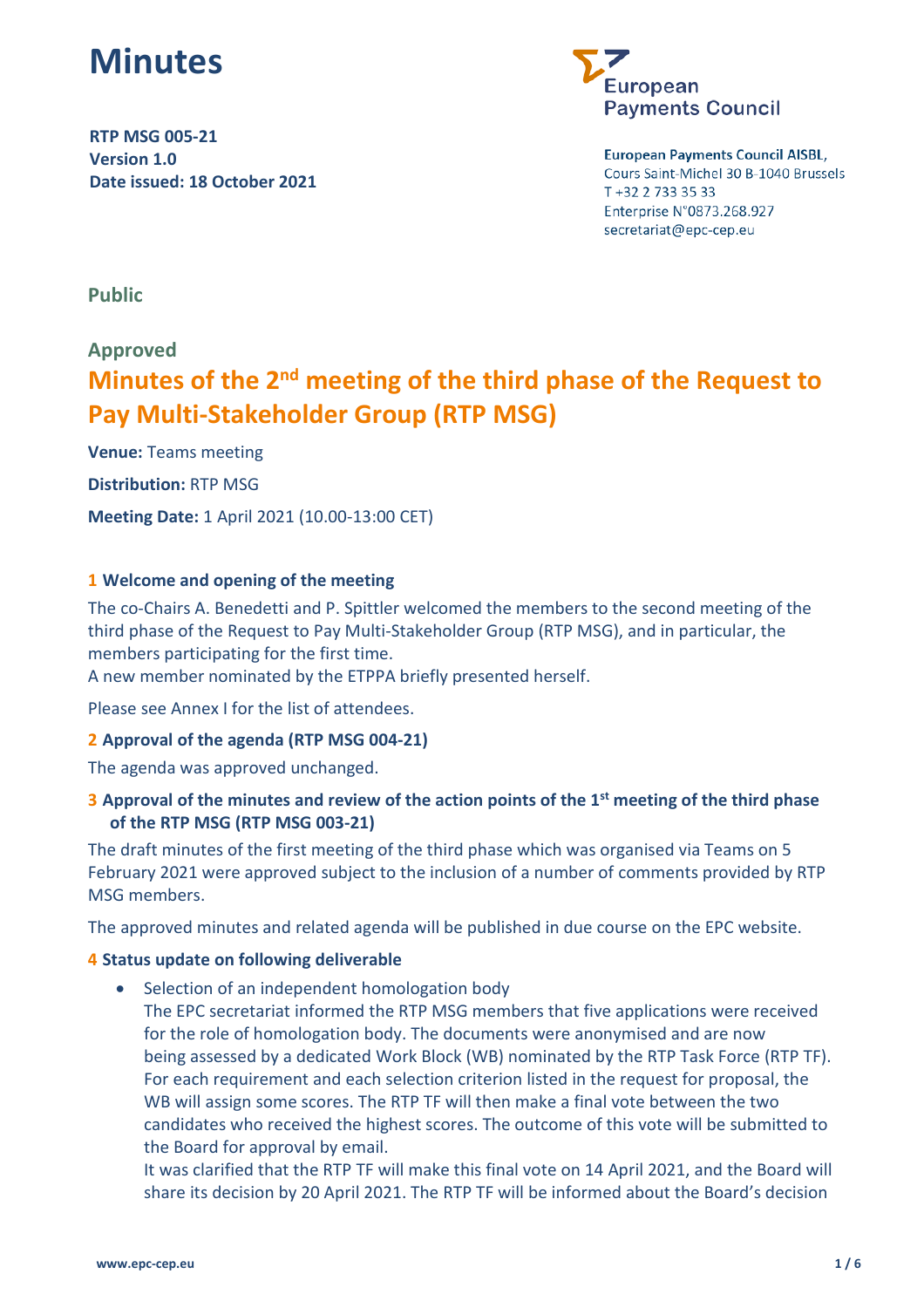# Minutes

**RTP MSG 005-21**
**Version 1.0**
**Date issued: 18 October 2021**

**European Payments Council AISBL,**
Cours Saint-Michel 30 B-1040 Brussels
T +32 2 733 35 33
Enterprise N°0873.268.927
secretariat@epc-cep.eu

**Public**

**Approved**

## Minutes of the 2nd meeting of the third phase of the Request to Pay Multi-Stakeholder Group (RTP MSG)

**Venue:** Teams meeting

**Distribution:** RTP MSG

**Meeting Date:** 1 April 2021 (10.00-13:00 CET)

### 1 Welcome and opening of the meeting

The co-Chairs A. Benedetti and P. Spittler welcomed the members to the second meeting of the third phase of the Request to Pay Multi-Stakeholder Group (RTP MSG), and in particular, the members participating for the first time.
A new member nominated by the ETPPA briefly presented herself.

Please see Annex I for the list of attendees.

### 2 Approval of the agenda (RTP MSG 004-21)

The agenda was approved unchanged.

### 3 Approval of the minutes and review of the action points of the 1st meeting of the third phase of the RTP MSG (RTP MSG 003-21)

The draft minutes of the first meeting of the third phase which was organised via Teams on 5 February 2021 were approved subject to the inclusion of a number of comments provided by RTP MSG members.

The approved minutes and related agenda will be published in due course on the EPC website.

### 4 Status update on following deliverable

- Selection of an independent homologation body
  The EPC secretariat informed the RTP MSG members that five applications were received for the role of homologation body. The documents were anonymised and are now being assessed by a dedicated Work Block (WB) nominated by the RTP Task Force (RTP TF). For each requirement and each selection criterion listed in the request for proposal, the WB will assign some scores. The RTP TF will then make a final vote between the two candidates who received the highest scores. The outcome of this vote will be submitted to the Board for approval by email.
  It was clarified that the RTP TF will make this final vote on 14 April 2021, and the Board will share its decision by 20 April 2021. The RTP TF will be informed about the Board's decision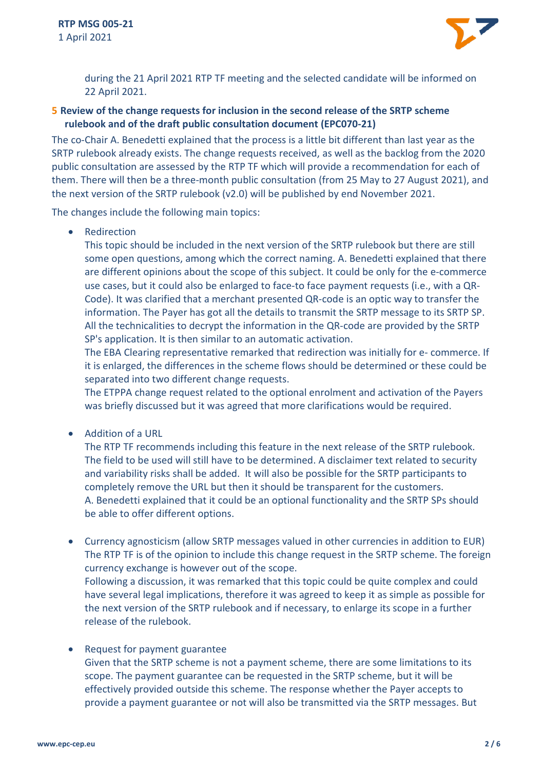during the 21 April 2021 RTP TF meeting and the selected candidate will be informed on 22 April 2021.

## 5 Review of the change requests for inclusion in the second release of the SRTP scheme rulebook and of the draft public consultation document (EPC070-21)

The co-Chair A. Benedetti explained that the process is a little bit different than last year as the SRTP rulebook already exists. The change requests received, as well as the backlog from the 2020 public consultation are assessed by the RTP TF which will provide a recommendation for each of them. There will then be a three-month public consultation (from 25 May to 27 August 2021), and the next version of the SRTP rulebook (v2.0) will be published by end November 2021.

The changes include the following main topics:

- Redirection
  This topic should be included in the next version of the SRTP rulebook but there are still some open questions, among which the correct naming. A. Benedetti explained that there are different opinions about the scope of this subject. It could be only for the e-commerce use cases, but it could also be enlarged to face-to face payment requests (i.e., with a QR-Code). It was clarified that a merchant presented QR-code is an optic way to transfer the information. The Payer has got all the details to transmit the SRTP message to its SRTP SP. All the technicalities to decrypt the information in the QR-code are provided by the SRTP SP's application. It is then similar to an automatic activation.
  The EBA Clearing representative remarked that redirection was initially for e- commerce. If it is enlarged, the differences in the scheme flows should be determined or these could be separated into two different change requests.
  The ETPPA change request related to the optional enrolment and activation of the Payers was briefly discussed but it was agreed that more clarifications would be required.

- Addition of a URL
  The RTP TF recommends including this feature in the next release of the SRTP rulebook. The field to be used will still have to be determined. A disclaimer text related to security and variability risks shall be added. It will also be possible for the SRTP participants to completely remove the URL but then it should be transparent for the customers.
  A. Benedetti explained that it could be an optional functionality and the SRTP SPs should be able to offer different options.

- Currency agnosticism (allow SRTP messages valued in other currencies in addition to EUR)
  The RTP TF is of the opinion to include this change request in the SRTP scheme. The foreign currency exchange is however out of the scope.
  Following a discussion, it was remarked that this topic could be quite complex and could have several legal implications, therefore it was agreed to keep it as simple as possible for the next version of the SRTP rulebook and if necessary, to enlarge its scope in a further release of the rulebook.

- Request for payment guarantee
  Given that the SRTP scheme is not a payment scheme, there are some limitations to its scope. The payment guarantee can be requested in the SRTP scheme, but it will be effectively provided outside this scheme. The response whether the Payer accepts to provide a payment guarantee or not will also be transmitted via the SRTP messages. But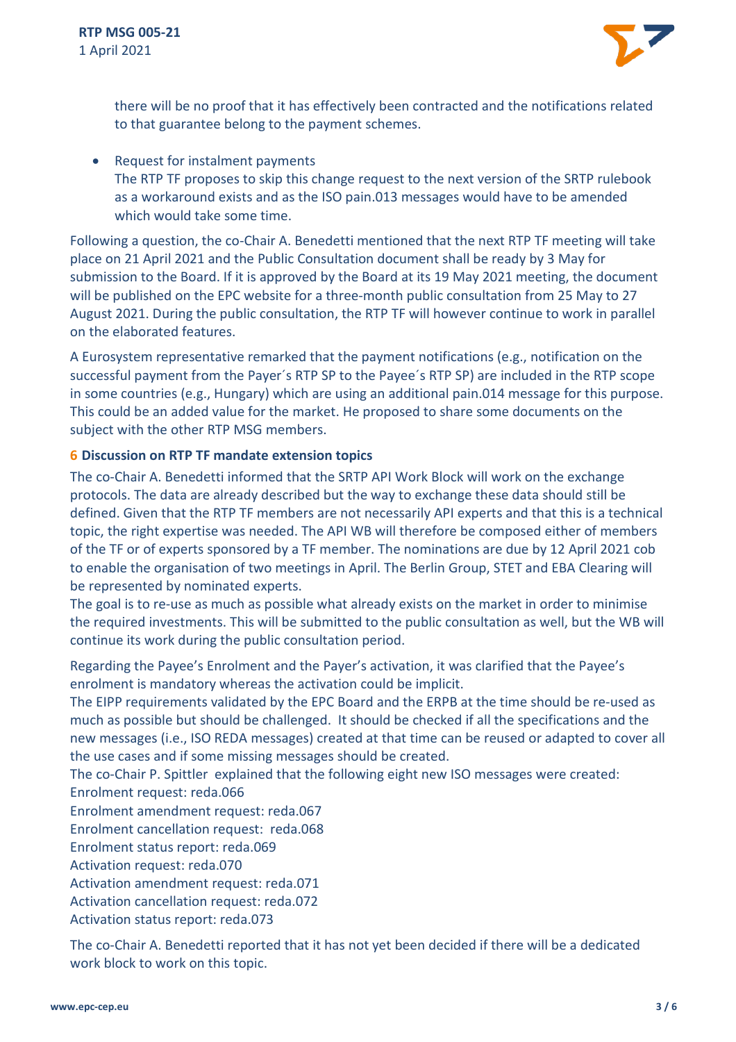there will be no proof that it has effectively been contracted and the notifications related to that guarantee belong to the payment schemes.

- Request for instalment payments
  The RTP TF proposes to skip this change request to the next version of the SRTP rulebook as a workaround exists and as the ISO pain.013 messages would have to be amended which would take some time.

Following a question, the co-Chair A. Benedetti mentioned that the next RTP TF meeting will take place on 21 April 2021 and the Public Consultation document shall be ready by 3 May for submission to the Board. If it is approved by the Board at its 19 May 2021 meeting, the document will be published on the EPC website for a three-month public consultation from 25 May to 27 August 2021. During the public consultation, the RTP TF will however continue to work in parallel on the elaborated features.

A Eurosystem representative remarked that the payment notifications (e.g., notification on the successful payment from the Payer´s RTP SP to the Payee´s RTP SP) are included in the RTP scope in some countries (e.g., Hungary) which are using an additional pain.014 message for this purpose. This could be an added value for the market. He proposed to share some documents on the subject with the other RTP MSG members.

## 6 Discussion on RTP TF mandate extension topics

The co-Chair A. Benedetti informed that the SRTP API Work Block will work on the exchange protocols. The data are already described but the way to exchange these data should still be defined. Given that the RTP TF members are not necessarily API experts and that this is a technical topic, the right expertise was needed. The API WB will therefore be composed either of members of the TF or of experts sponsored by a TF member. The nominations are due by 12 April 2021 cob to enable the organisation of two meetings in April. The Berlin Group, STET and EBA Clearing will be represented by nominated experts.
The goal is to re-use as much as possible what already exists on the market in order to minimise the required investments. This will be submitted to the public consultation as well, but the WB will continue its work during the public consultation period.

Regarding the Payee's Enrolment and the Payer's activation, it was clarified that the Payee's enrolment is mandatory whereas the activation could be implicit.
The EIPP requirements validated by the EPC Board and the ERPB at the time should be re-used as much as possible but should be challenged. It should be checked if all the specifications and the new messages (i.e., ISO REDA messages) created at that time can be reused or adapted to cover all the use cases and if some missing messages should be created.
The co-Chair P. Spittler explained that the following eight new ISO messages were created:
Enrolment request: reda.066
Enrolment amendment request: reda.067
Enrolment cancellation request: reda.068
Enrolment status report: reda.069
Activation request: reda.070
Activation amendment request: reda.071
Activation cancellation request: reda.072
Activation status report: reda.073

The co-Chair A. Benedetti reported that it has not yet been decided if there will be a dedicated work block to work on this topic.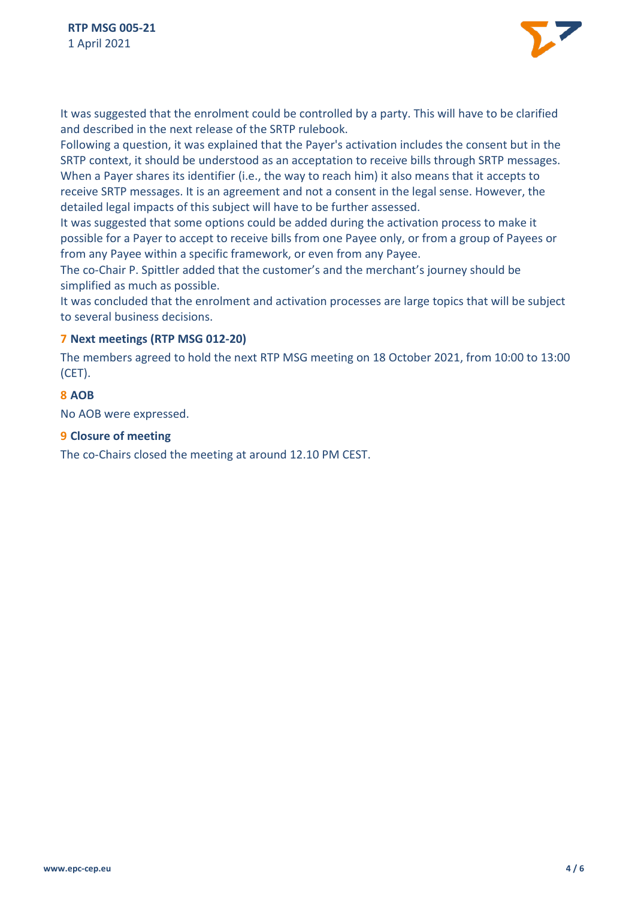It was suggested that the enrolment could be controlled by a party. This will have to be clarified and described in the next release of the SRTP rulebook.

Following a question, it was explained that the Payer's activation includes the consent but in the SRTP context, it should be understood as an acceptation to receive bills through SRTP messages. When a Payer shares its identifier (i.e., the way to reach him) it also means that it accepts to receive SRTP messages. It is an agreement and not a consent in the legal sense. However, the detailed legal impacts of this subject will have to be further assessed.

It was suggested that some options could be added during the activation process to make it possible for a Payer to accept to receive bills from one Payee only, or from a group of Payees or from any Payee within a specific framework, or even from any Payee.

The co-Chair P. Spittler added that the customer's and the merchant's journey should be simplified as much as possible.

It was concluded that the enrolment and activation processes are large topics that will be subject to several business decisions.

## 7 Next meetings (RTP MSG 012-20)

The members agreed to hold the next RTP MSG meeting on 18 October 2021, from 10:00 to 13:00 (CET).

## 8 AOB

No AOB were expressed.

## 9 Closure of meeting

The co-Chairs closed the meeting at around 12.10 PM CEST.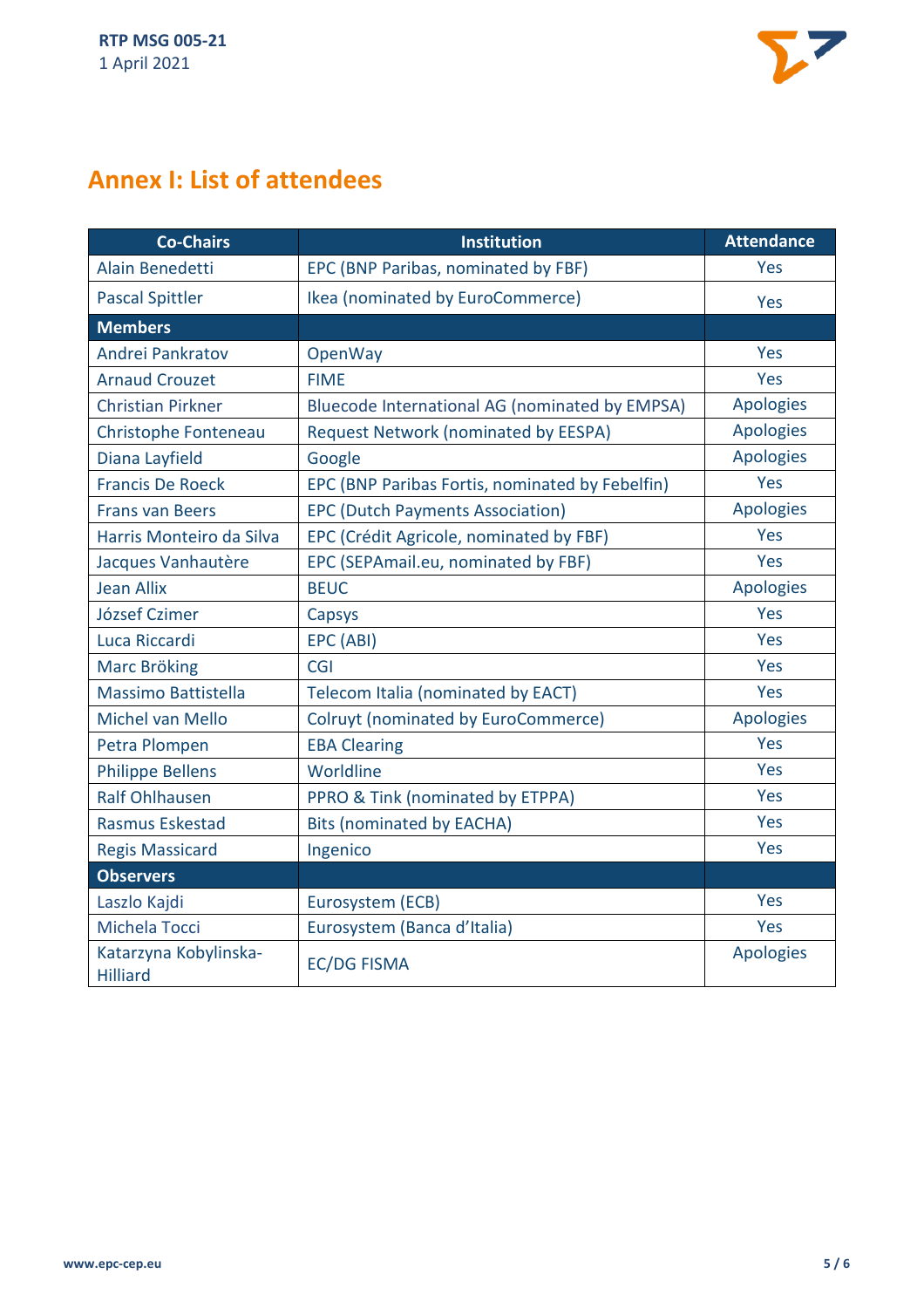## Annex I: List of attendees

| Co-Chairs | Institution | Attendance |
|---|---|---|
| Alain Benedetti | EPC (BNP Paribas, nominated by FBF) | Yes |
| Pascal Spittler | Ikea (nominated by EuroCommerce) | Yes |
| **Members** | | |
| Andrei Pankratov | OpenWay | Yes |
| Arnaud Crouzet | FIME | Yes |
| Christian Pirkner | Bluecode International AG (nominated by EMPSA) | Apologies |
| Christophe Fonteneau | Request Network (nominated by EESPA) | Apologies |
| Diana Layfield | Google | Apologies |
| Francis De Roeck | EPC (BNP Paribas Fortis, nominated by Febelfin) | Yes |
| Frans van Beers | EPC (Dutch Payments Association) | Apologies |
| Harris Monteiro da Silva | EPC (Crédit Agricole, nominated by FBF) | Yes |
| Jacques Vanhautère | EPC (SEPAmail.eu, nominated by FBF) | Yes |
| Jean Allix | BEUC | Apologies |
| József Czimer | Capsys | Yes |
| Luca Riccardi | EPC (ABI) | Yes |
| Marc Bröking | CGI | Yes |
| Massimo Battistella | Telecom Italia (nominated by EACT) | Yes |
| Michel van Mello | Colruyt (nominated by EuroCommerce) | Apologies |
| Petra Plompen | EBA Clearing | Yes |
| Philippe Bellens | Worldline | Yes |
| Ralf Ohlhausen | PPRO & Tink (nominated by ETPPA) | Yes |
| Rasmus Eskestad | Bits (nominated by EACHA) | Yes |
| Regis Massicard | Ingenico | Yes |
| **Observers** | | |
| Laszlo Kajdi | Eurosystem (ECB) | Yes |
| Michela Tocci | Eurosystem (Banca d'Italia) | Yes |
| Katarzyna Kobylinska-Hilliard | EC/DG FISMA | Apologies |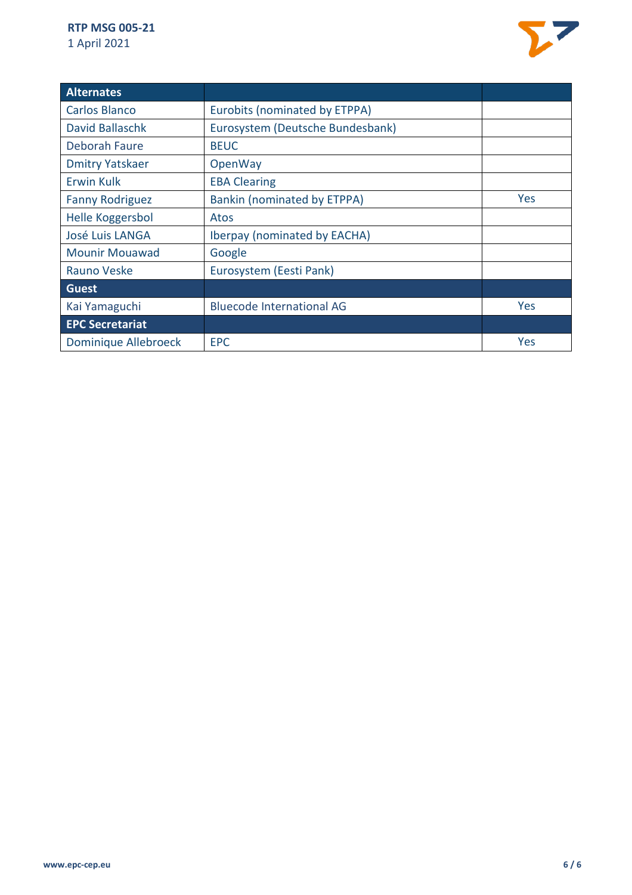| Alternates | | |
|---|---|---|
| Carlos Blanco | Eurobits (nominated by ETPPA) | |
| David Ballaschk | Eurosystem (Deutsche Bundesbank) | |
| Deborah Faure | BEUC | |
| Dmitry Yatskaer | OpenWay | |
| Erwin Kulk | EBA Clearing | |
| Fanny Rodriguez | Bankin (nominated by ETPPA) | Yes |
| Helle Koggersbol | Atos | |
| José Luis LANGA | Iberpay (nominated by EACHA) | |
| Mounir Mouawad | Google | |
| Rauno Veske | Eurosystem (Eesti Pank) | |
| **Guest** | | |
| Kai Yamaguchi | Bluecode International AG | Yes |
| **EPC Secretariat** | | |
| Dominique Allebroeck | EPC | Yes |